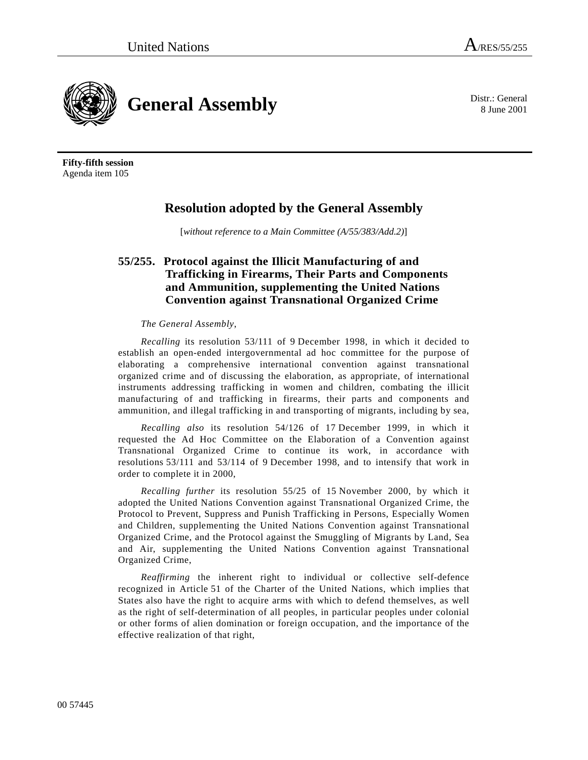United Nations A/RES/55/255

# General Assembly

Distr.: General
8 June 2001

**Fifty-fifth session**
Agenda item 105

## Resolution adopted by the General Assembly

[*without reference to a Main Committee (A/55/383/Add.2)*]

### 55/255. Protocol against the Illicit Manufacturing of and Trafficking in Firearms, Their Parts and Components and Ammunition, supplementing the United Nations Convention against Transnational Organized Crime

*The General Assembly*,

*Recalling* its resolution 53/111 of 9 December 1998, in which it decided to establish an open-ended intergovernmental ad hoc committee for the purpose of elaborating a comprehensive international convention against transnational organized crime and of discussing the elaboration, as appropriate, of international instruments addressing trafficking in women and children, combating the illicit manufacturing of and trafficking in firearms, their parts and components and ammunition, and illegal trafficking in and transporting of migrants, including by sea,

*Recalling also* its resolution 54/126 of 17 December 1999, in which it requested the Ad Hoc Committee on the Elaboration of a Convention against Transnational Organized Crime to continue its work, in accordance with resolutions 53/111 and 53/114 of 9 December 1998, and to intensify that work in order to complete it in 2000,

*Recalling further* its resolution 55/25 of 15 November 2000, by which it adopted the United Nations Convention against Transnational Organized Crime, the Protocol to Prevent, Suppress and Punish Trafficking in Persons, Especially Women and Children, supplementing the United Nations Convention against Transnational Organized Crime, and the Protocol against the Smuggling of Migrants by Land, Sea and Air, supplementing the United Nations Convention against Transnational Organized Crime,

*Reaffirming* the inherent right to individual or collective self-defence recognized in Article 51 of the Charter of the United Nations, which implies that States also have the right to acquire arms with which to defend themselves, as well as the right of self-determination of all peoples, in particular peoples under colonial or other forms of alien domination or foreign occupation, and the importance of the effective realization of that right,

00 57445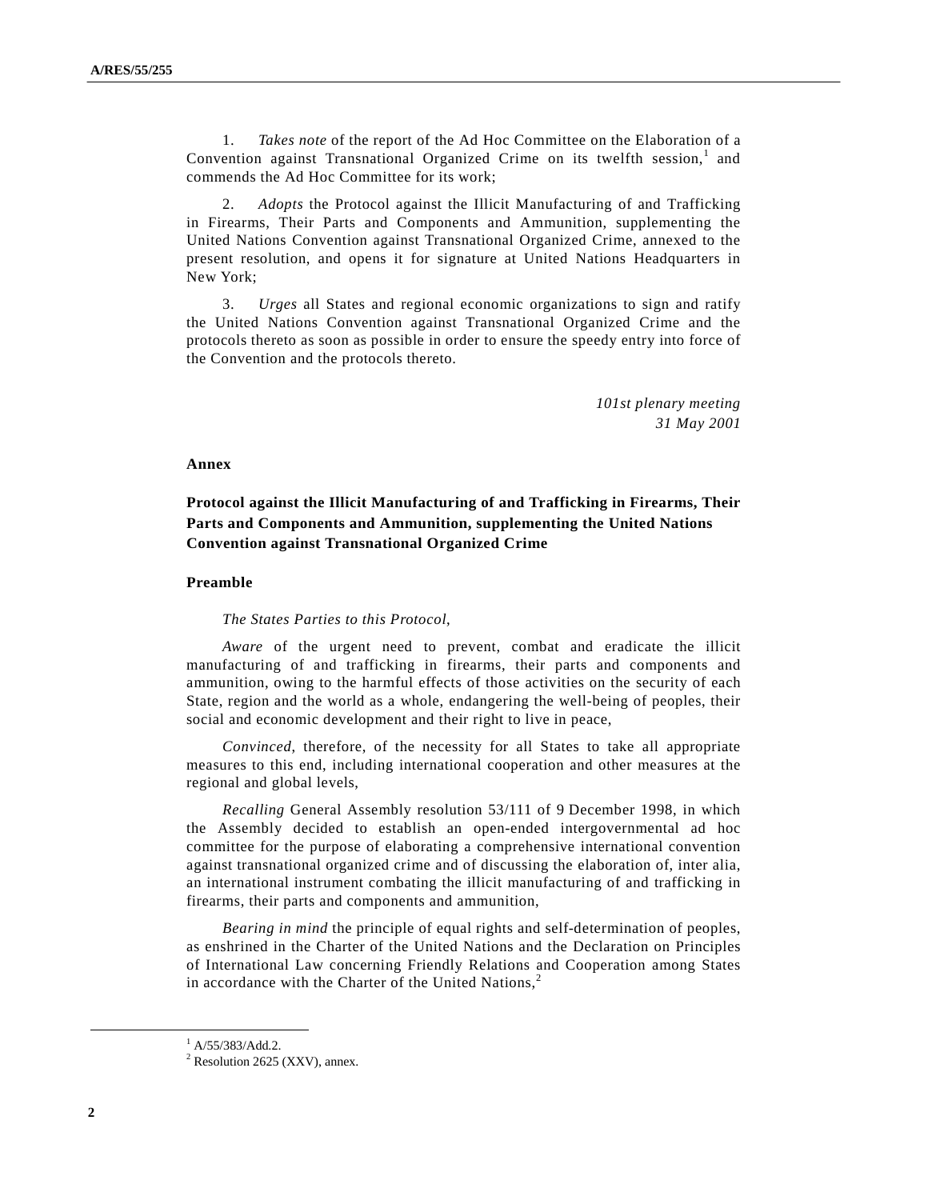1. *Takes note* of the report of the Ad Hoc Committee on the Elaboration of a Convention against Transnational Organized Crime on its twelfth session,[1] and commends the Ad Hoc Committee for its work;

2. *Adopts* the Protocol against the Illicit Manufacturing of and Trafficking in Firearms, Their Parts and Components and Ammunition, supplementing the United Nations Convention against Transnational Organized Crime, annexed to the present resolution, and opens it for signature at United Nations Headquarters in New York;

3. *Urges* all States and regional economic organizations to sign and ratify the United Nations Convention against Transnational Organized Crime and the protocols thereto as soon as possible in order to ensure the speedy entry into force of the Convention and the protocols thereto.

*101st plenary meeting*
*31 May 2001*

**Annex**

## Protocol against the Illicit Manufacturing of and Trafficking in Firearms, Their Parts and Components and Ammunition, supplementing the United Nations Convention against Transnational Organized Crime

### Preamble

*The States Parties to this Protocol*,

*Aware* of the urgent need to prevent, combat and eradicate the illicit manufacturing of and trafficking in firearms, their parts and components and ammunition, owing to the harmful effects of those activities on the security of each State, region and the world as a whole, endangering the well-being of peoples, their social and economic development and their right to live in peace,

*Convinced*, therefore, of the necessity for all States to take all appropriate measures to this end, including international cooperation and other measures at the regional and global levels,

*Recalling* General Assembly resolution 53/111 of 9 December 1998, in which the Assembly decided to establish an open-ended intergovernmental ad hoc committee for the purpose of elaborating a comprehensive international convention against transnational organized crime and of discussing the elaboration of, inter alia, an international instrument combating the illicit manufacturing of and trafficking in firearms, their parts and components and ammunition,

*Bearing in mind* the principle of equal rights and self-determination of peoples, as enshrined in the Charter of the United Nations and the Declaration on Principles of International Law concerning Friendly Relations and Cooperation among States in accordance with the Charter of the United Nations,[2]

---

[1] A/55/383/Add.2.

[2] Resolution 2625 (XXV), annex.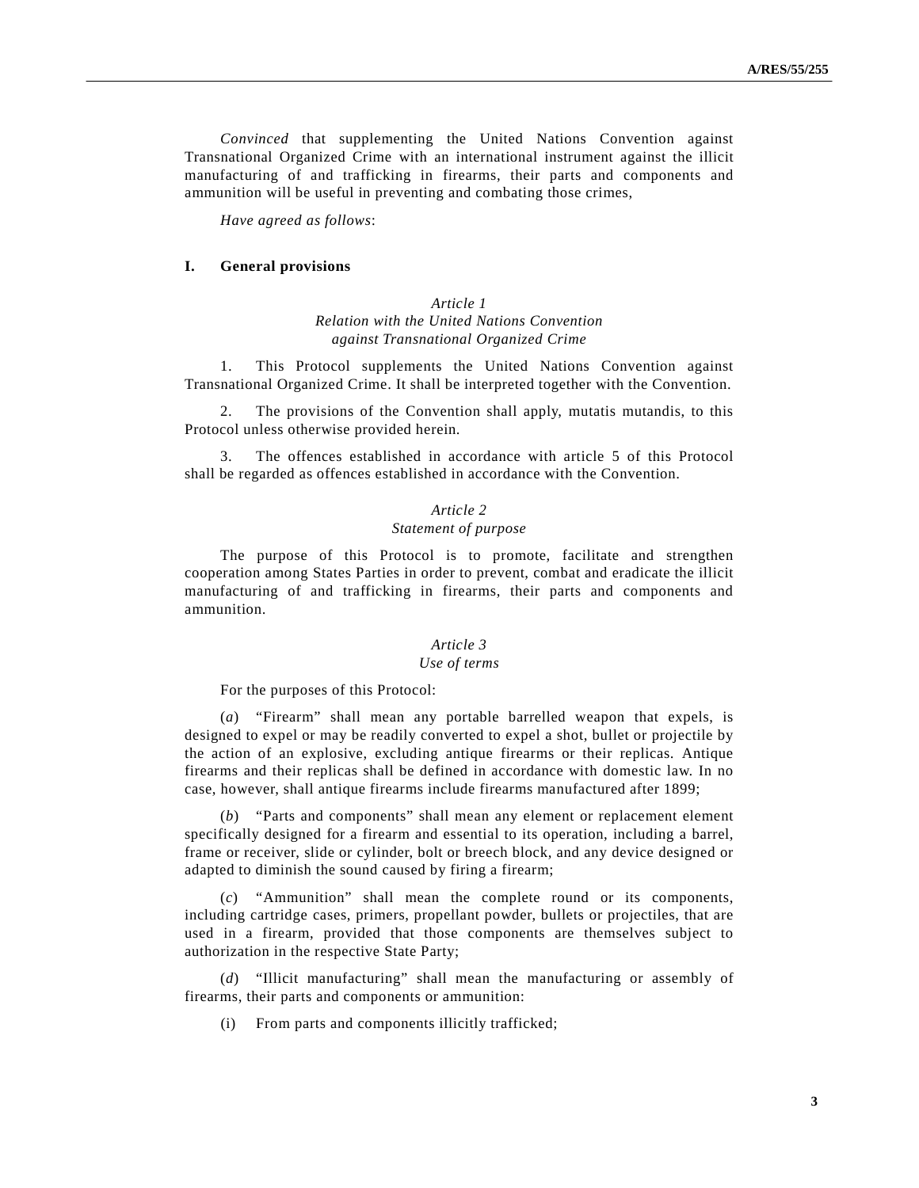*Convinced* that supplementing the United Nations Convention against Transnational Organized Crime with an international instrument against the illicit manufacturing of and trafficking in firearms, their parts and components and ammunition will be useful in preventing and combating those crimes,

*Have agreed as follows*:

## I. General provisions

### *Article 1*
### *Relation with the United Nations Convention against Transnational Organized Crime*

1. This Protocol supplements the United Nations Convention against Transnational Organized Crime. It shall be interpreted together with the Convention.

2. The provisions of the Convention shall apply, mutatis mutandis, to this Protocol unless otherwise provided herein.

3. The offences established in accordance with article 5 of this Protocol shall be regarded as offences established in accordance with the Convention.

### *Article 2*
### *Statement of purpose*

The purpose of this Protocol is to promote, facilitate and strengthen cooperation among States Parties in order to prevent, combat and eradicate the illicit manufacturing of and trafficking in firearms, their parts and components and ammunition.

### *Article 3*
### *Use of terms*

For the purposes of this Protocol:

(*a*) "Firearm" shall mean any portable barrelled weapon that expels, is designed to expel or may be readily converted to expel a shot, bullet or projectile by the action of an explosive, excluding antique firearms or their replicas. Antique firearms and their replicas shall be defined in accordance with domestic law. In no case, however, shall antique firearms include firearms manufactured after 1899;

(*b*) "Parts and components" shall mean any element or replacement element specifically designed for a firearm and essential to its operation, including a barrel, frame or receiver, slide or cylinder, bolt or breech block, and any device designed or adapted to diminish the sound caused by firing a firearm;

(*c*) "Ammunition" shall mean the complete round or its components, including cartridge cases, primers, propellant powder, bullets or projectiles, that are used in a firearm, provided that those components are themselves subject to authorization in the respective State Party;

(*d*) "Illicit manufacturing" shall mean the manufacturing or assembly of firearms, their parts and components or ammunition:

(i) From parts and components illicitly trafficked;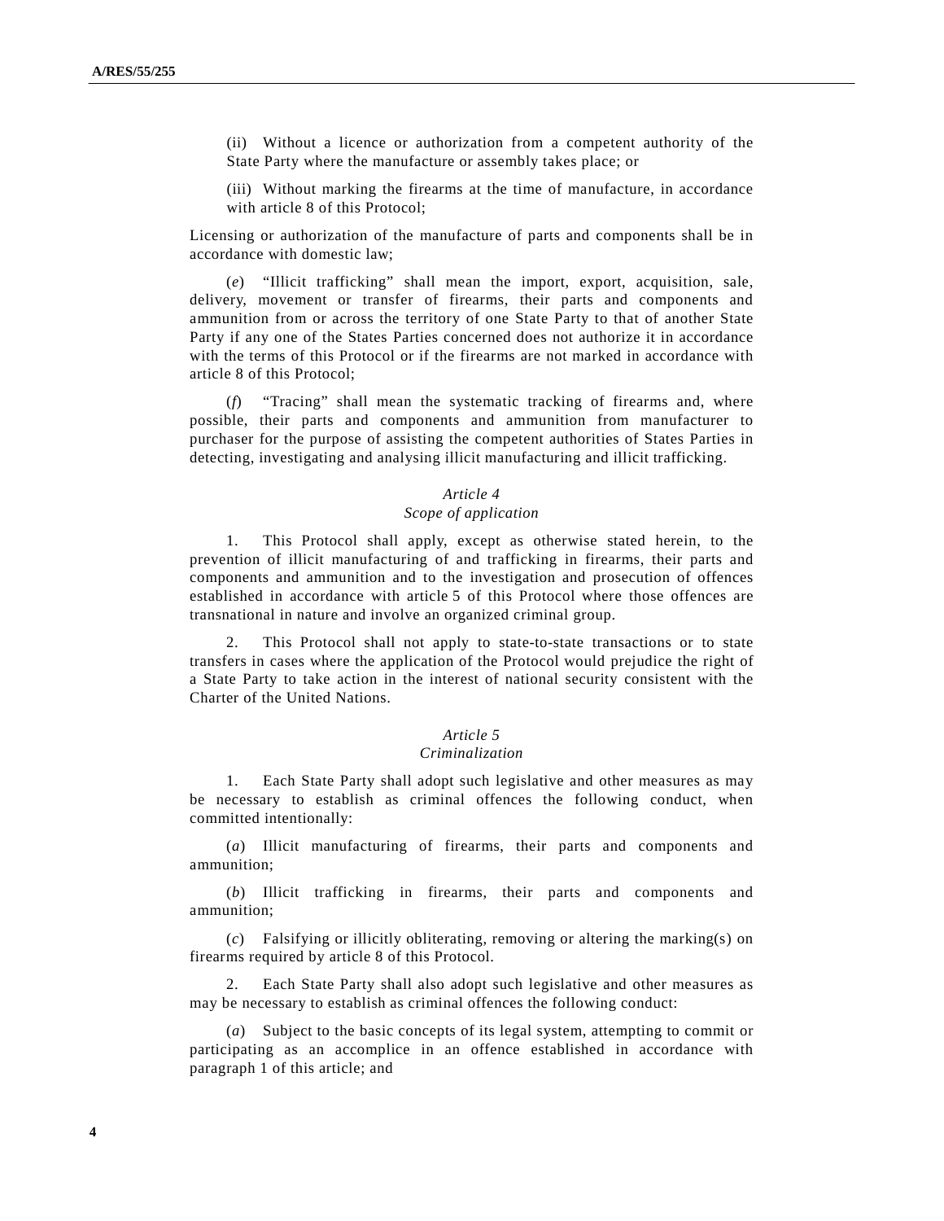(ii) Without a licence or authorization from a competent authority of the State Party where the manufacture or assembly takes place; or

(iii) Without marking the firearms at the time of manufacture, in accordance with article 8 of this Protocol;

Licensing or authorization of the manufacture of parts and components shall be in accordance with domestic law;

(*e*) "Illicit trafficking" shall mean the import, export, acquisition, sale, delivery, movement or transfer of firearms, their parts and components and ammunition from or across the territory of one State Party to that of another State Party if any one of the States Parties concerned does not authorize it in accordance with the terms of this Protocol or if the firearms are not marked in accordance with article 8 of this Protocol;

(*f*) "Tracing" shall mean the systematic tracking of firearms and, where possible, their parts and components and ammunition from manufacturer to purchaser for the purpose of assisting the competent authorities of States Parties in detecting, investigating and analysing illicit manufacturing and illicit trafficking.

*Article 4*

*Scope of application*

1. This Protocol shall apply, except as otherwise stated herein, to the prevention of illicit manufacturing of and trafficking in firearms, their parts and components and ammunition and to the investigation and prosecution of offences established in accordance with article 5 of this Protocol where those offences are transnational in nature and involve an organized criminal group.

2. This Protocol shall not apply to state-to-state transactions or to state transfers in cases where the application of the Protocol would prejudice the right of a State Party to take action in the interest of national security consistent with the Charter of the United Nations.

*Article 5*

*Criminalization*

1. Each State Party shall adopt such legislative and other measures as may be necessary to establish as criminal offences the following conduct, when committed intentionally:

(*a*) Illicit manufacturing of firearms, their parts and components and ammunition;

(*b*) Illicit trafficking in firearms, their parts and components and ammunition;

(*c*) Falsifying or illicitly obliterating, removing or altering the marking(s) on firearms required by article 8 of this Protocol.

2. Each State Party shall also adopt such legislative and other measures as may be necessary to establish as criminal offences the following conduct:

(*a*) Subject to the basic concepts of its legal system, attempting to commit or participating as an accomplice in an offence established in accordance with paragraph 1 of this article; and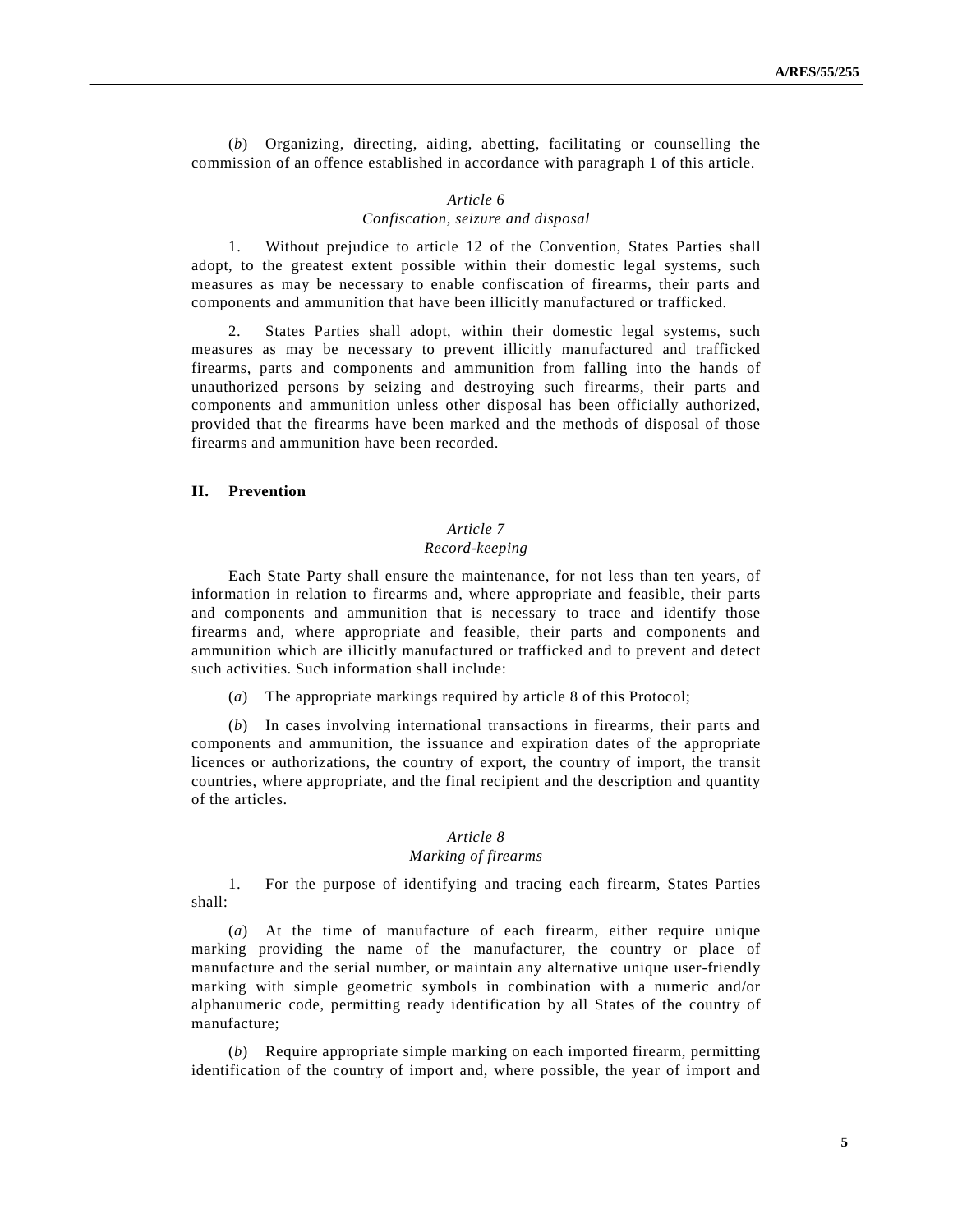(*b*) Organizing, directing, aiding, abetting, facilitating or counselling the commission of an offence established in accordance with paragraph 1 of this article.

*Article 6*
*Confiscation, seizure and disposal*

1. Without prejudice to article 12 of the Convention, States Parties shall adopt, to the greatest extent possible within their domestic legal systems, such measures as may be necessary to enable confiscation of firearms, their parts and components and ammunition that have been illicitly manufactured or trafficked.

2. States Parties shall adopt, within their domestic legal systems, such measures as may be necessary to prevent illicitly manufactured and trafficked firearms, parts and components and ammunition from falling into the hands of unauthorized persons by seizing and destroying such firearms, their parts and components and ammunition unless other disposal has been officially authorized, provided that the firearms have been marked and the methods of disposal of those firearms and ammunition have been recorded.

## II. Prevention

*Article 7*
*Record-keeping*

Each State Party shall ensure the maintenance, for not less than ten years, of information in relation to firearms and, where appropriate and feasible, their parts and components and ammunition that is necessary to trace and identify those firearms and, where appropriate and feasible, their parts and components and ammunition which are illicitly manufactured or trafficked and to prevent and detect such activities. Such information shall include:

(*a*) The appropriate markings required by article 8 of this Protocol;

(*b*) In cases involving international transactions in firearms, their parts and components and ammunition, the issuance and expiration dates of the appropriate licences or authorizations, the country of export, the country of import, the transit countries, where appropriate, and the final recipient and the description and quantity of the articles.

*Article 8*
*Marking of firearms*

1. For the purpose of identifying and tracing each firearm, States Parties shall:

(*a*) At the time of manufacture of each firearm, either require unique marking providing the name of the manufacturer, the country or place of manufacture and the serial number, or maintain any alternative unique user-friendly marking with simple geometric symbols in combination with a numeric and/or alphanumeric code, permitting ready identification by all States of the country of manufacture;

(*b*) Require appropriate simple marking on each imported firearm, permitting identification of the country of import and, where possible, the year of import and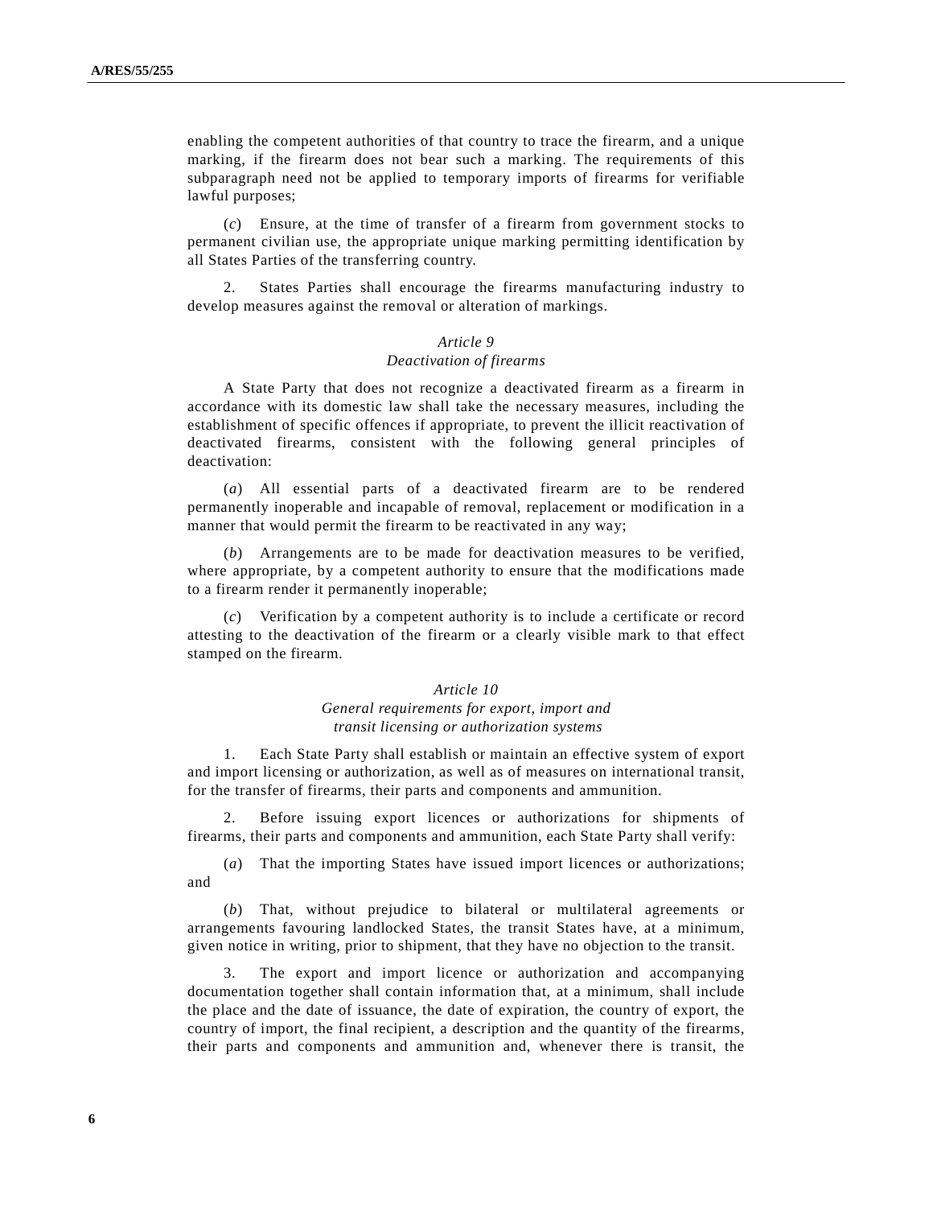enabling the competent authorities of that country to trace the firearm, and a unique marking, if the firearm does not bear such a marking. The requirements of this subparagraph need not be applied to temporary imports of firearms for verifiable lawful purposes;

(*c*) Ensure, at the time of transfer of a firearm from government stocks to permanent civilian use, the appropriate unique marking permitting identification by all States Parties of the transferring country.

2. States Parties shall encourage the firearms manufacturing industry to develop measures against the removal or alteration of markings.

*Article 9*
*Deactivation of firearms*

A State Party that does not recognize a deactivated firearm as a firearm in accordance with its domestic law shall take the necessary measures, including the establishment of specific offences if appropriate, to prevent the illicit reactivation of deactivated firearms, consistent with the following general principles of deactivation:

(*a*) All essential parts of a deactivated firearm are to be rendered permanently inoperable and incapable of removal, replacement or modification in a manner that would permit the firearm to be reactivated in any way;

(*b*) Arrangements are to be made for deactivation measures to be verified, where appropriate, by a competent authority to ensure that the modifications made to a firearm render it permanently inoperable;

(*c*) Verification by a competent authority is to include a certificate or record attesting to the deactivation of the firearm or a clearly visible mark to that effect stamped on the firearm.

*Article 10*
*General requirements for export, import and transit licensing or authorization systems*

1. Each State Party shall establish or maintain an effective system of export and import licensing or authorization, as well as of measures on international transit, for the transfer of firearms, their parts and components and ammunition.

2. Before issuing export licences or authorizations for shipments of firearms, their parts and components and ammunition, each State Party shall verify:

(*a*) That the importing States have issued import licences or authorizations; and

(*b*) That, without prejudice to bilateral or multilateral agreements or arrangements favouring landlocked States, the transit States have, at a minimum, given notice in writing, prior to shipment, that they have no objection to the transit.

3. The export and import licence or authorization and accompanying documentation together shall contain information that, at a minimum, shall include the place and the date of issuance, the date of expiration, the country of export, the country of import, the final recipient, a description and the quantity of the firearms, their parts and components and ammunition and, whenever there is transit, the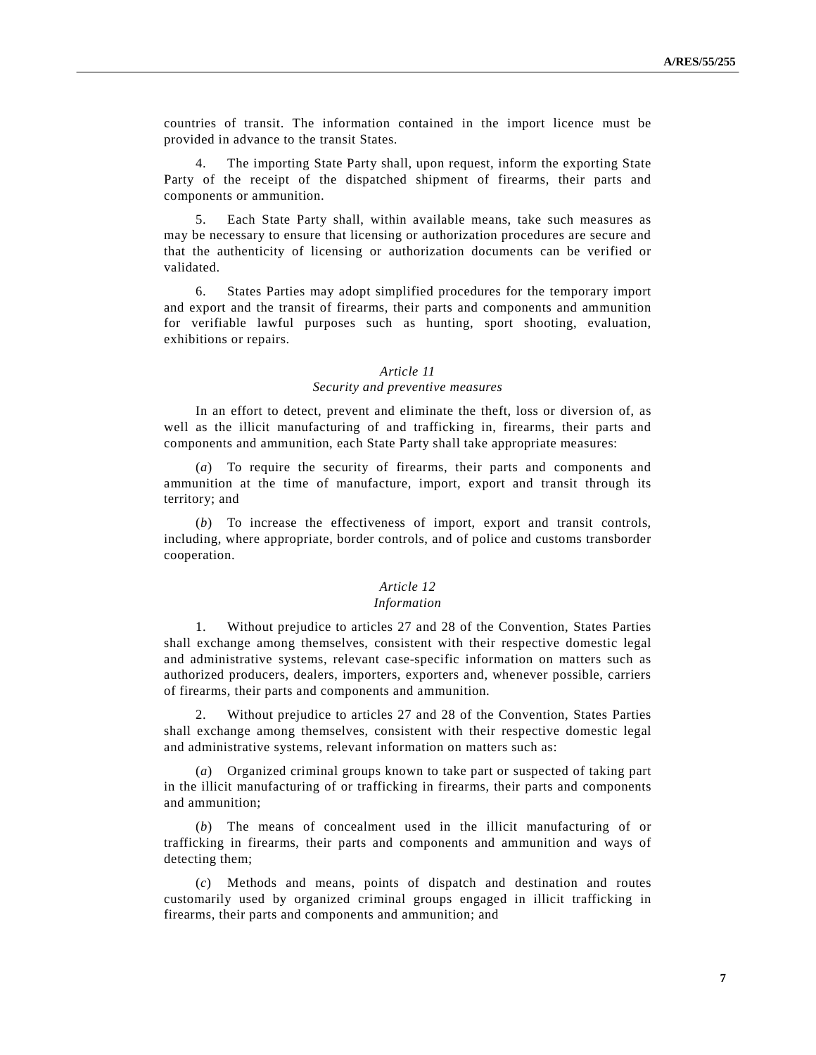countries of transit. The information contained in the import licence must be provided in advance to the transit States.

4. The importing State Party shall, upon request, inform the exporting State Party of the receipt of the dispatched shipment of firearms, their parts and components or ammunition.

5. Each State Party shall, within available means, take such measures as may be necessary to ensure that licensing or authorization procedures are secure and that the authenticity of licensing or authorization documents can be verified or validated.

6. States Parties may adopt simplified procedures for the temporary import and export and the transit of firearms, their parts and components and ammunition for verifiable lawful purposes such as hunting, sport shooting, evaluation, exhibitions or repairs.

*Article 11*
*Security and preventive measures*

In an effort to detect, prevent and eliminate the theft, loss or diversion of, as well as the illicit manufacturing of and trafficking in, firearms, their parts and components and ammunition, each State Party shall take appropriate measures:

(*a*) To require the security of firearms, their parts and components and ammunition at the time of manufacture, import, export and transit through its territory; and

(*b*) To increase the effectiveness of import, export and transit controls, including, where appropriate, border controls, and of police and customs transborder cooperation.

*Article 12*
*Information*

1. Without prejudice to articles 27 and 28 of the Convention, States Parties shall exchange among themselves, consistent with their respective domestic legal and administrative systems, relevant case-specific information on matters such as authorized producers, dealers, importers, exporters and, whenever possible, carriers of firearms, their parts and components and ammunition.

2. Without prejudice to articles 27 and 28 of the Convention, States Parties shall exchange among themselves, consistent with their respective domestic legal and administrative systems, relevant information on matters such as:

(*a*) Organized criminal groups known to take part or suspected of taking part in the illicit manufacturing of or trafficking in firearms, their parts and components and ammunition;

(*b*) The means of concealment used in the illicit manufacturing of or trafficking in firearms, their parts and components and ammunition and ways of detecting them;

(*c*) Methods and means, points of dispatch and destination and routes customarily used by organized criminal groups engaged in illicit trafficking in firearms, their parts and components and ammunition; and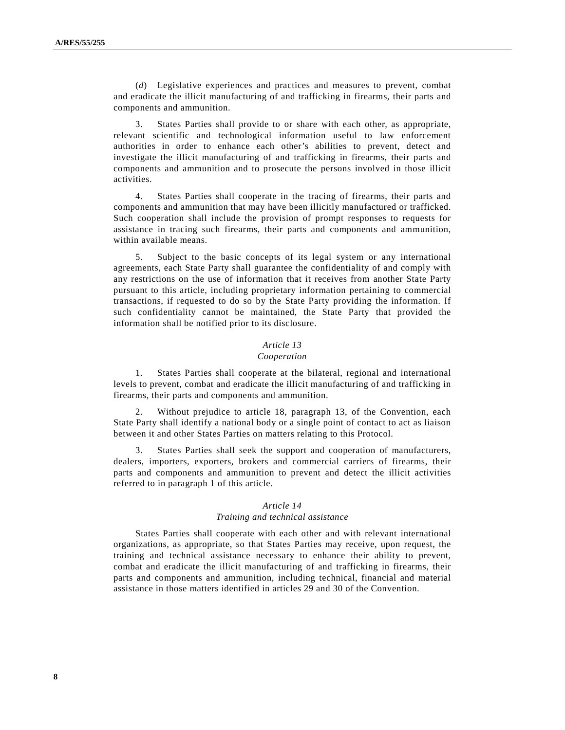(*d*) Legislative experiences and practices and measures to prevent, combat and eradicate the illicit manufacturing of and trafficking in firearms, their parts and components and ammunition.

3. States Parties shall provide to or share with each other, as appropriate, relevant scientific and technological information useful to law enforcement authorities in order to enhance each other's abilities to prevent, detect and investigate the illicit manufacturing of and trafficking in firearms, their parts and components and ammunition and to prosecute the persons involved in those illicit activities.

4. States Parties shall cooperate in the tracing of firearms, their parts and components and ammunition that may have been illicitly manufactured or trafficked. Such cooperation shall include the provision of prompt responses to requests for assistance in tracing such firearms, their parts and components and ammunition, within available means.

5. Subject to the basic concepts of its legal system or any international agreements, each State Party shall guarantee the confidentiality of and comply with any restrictions on the use of information that it receives from another State Party pursuant to this article, including proprietary information pertaining to commercial transactions, if requested to do so by the State Party providing the information. If such confidentiality cannot be maintained, the State Party that provided the information shall be notified prior to its disclosure.

### *Article 13*
### *Cooperation*

1. States Parties shall cooperate at the bilateral, regional and international levels to prevent, combat and eradicate the illicit manufacturing of and trafficking in firearms, their parts and components and ammunition.

2. Without prejudice to article 18, paragraph 13, of the Convention, each State Party shall identify a national body or a single point of contact to act as liaison between it and other States Parties on matters relating to this Protocol.

3. States Parties shall seek the support and cooperation of manufacturers, dealers, importers, exporters, brokers and commercial carriers of firearms, their parts and components and ammunition to prevent and detect the illicit activities referred to in paragraph 1 of this article.

### *Article 14*
### *Training and technical assistance*

States Parties shall cooperate with each other and with relevant international organizations, as appropriate, so that States Parties may receive, upon request, the training and technical assistance necessary to enhance their ability to prevent, combat and eradicate the illicit manufacturing of and trafficking in firearms, their parts and components and ammunition, including technical, financial and material assistance in those matters identified in articles 29 and 30 of the Convention.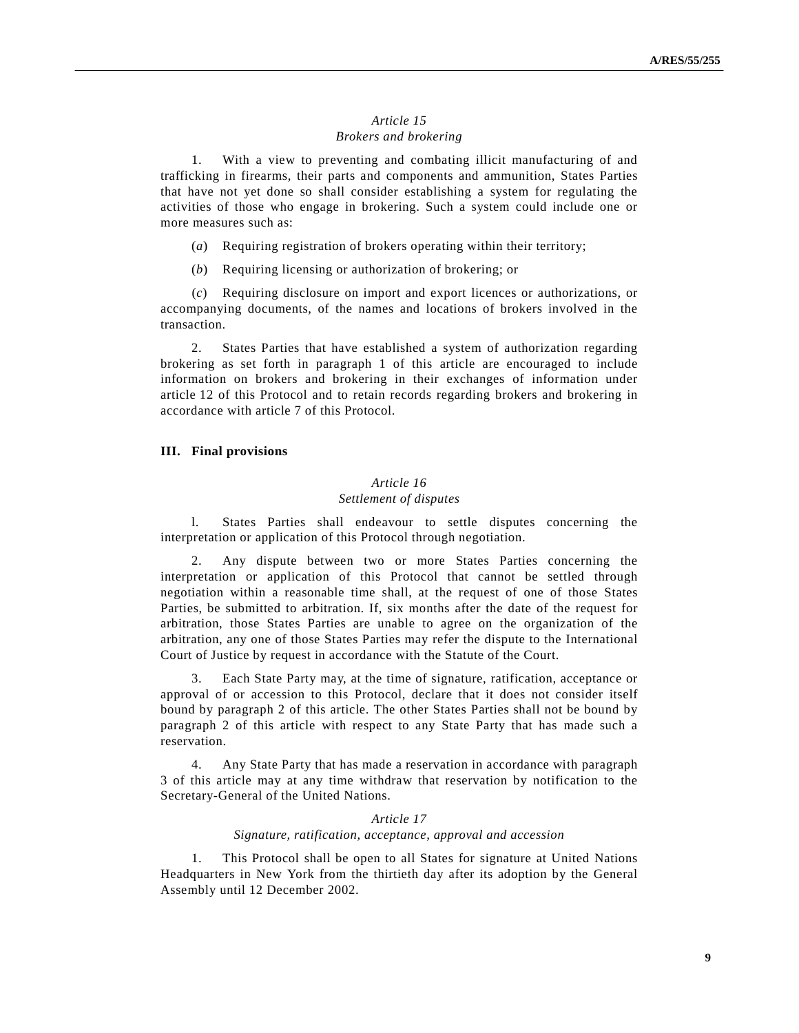*Article 15*
*Brokers and brokering*

1. With a view to preventing and combating illicit manufacturing of and trafficking in firearms, their parts and components and ammunition, States Parties that have not yet done so shall consider establishing a system for regulating the activities of those who engage in brokering. Such a system could include one or more measures such as:

(*a*) Requiring registration of brokers operating within their territory;

(*b*) Requiring licensing or authorization of brokering; or

(*c*) Requiring disclosure on import and export licences or authorizations, or accompanying documents, of the names and locations of brokers involved in the transaction.

2. States Parties that have established a system of authorization regarding brokering as set forth in paragraph 1 of this article are encouraged to include information on brokers and brokering in their exchanges of information under article 12 of this Protocol and to retain records regarding brokers and brokering in accordance with article 7 of this Protocol.

## III. Final provisions

*Article 16*
*Settlement of disputes*

l. States Parties shall endeavour to settle disputes concerning the interpretation or application of this Protocol through negotiation.

2. Any dispute between two or more States Parties concerning the interpretation or application of this Protocol that cannot be settled through negotiation within a reasonable time shall, at the request of one of those States Parties, be submitted to arbitration. If, six months after the date of the request for arbitration, those States Parties are unable to agree on the organization of the arbitration, any one of those States Parties may refer the dispute to the International Court of Justice by request in accordance with the Statute of the Court.

3. Each State Party may, at the time of signature, ratification, acceptance or approval of or accession to this Protocol, declare that it does not consider itself bound by paragraph 2 of this article. The other States Parties shall not be bound by paragraph 2 of this article with respect to any State Party that has made such a reservation.

4. Any State Party that has made a reservation in accordance with paragraph 3 of this article may at any time withdraw that reservation by notification to the Secretary-General of the United Nations.

*Article 17*
*Signature, ratification, acceptance, approval and accession*

1. This Protocol shall be open to all States for signature at United Nations Headquarters in New York from the thirtieth day after its adoption by the General Assembly until 12 December 2002.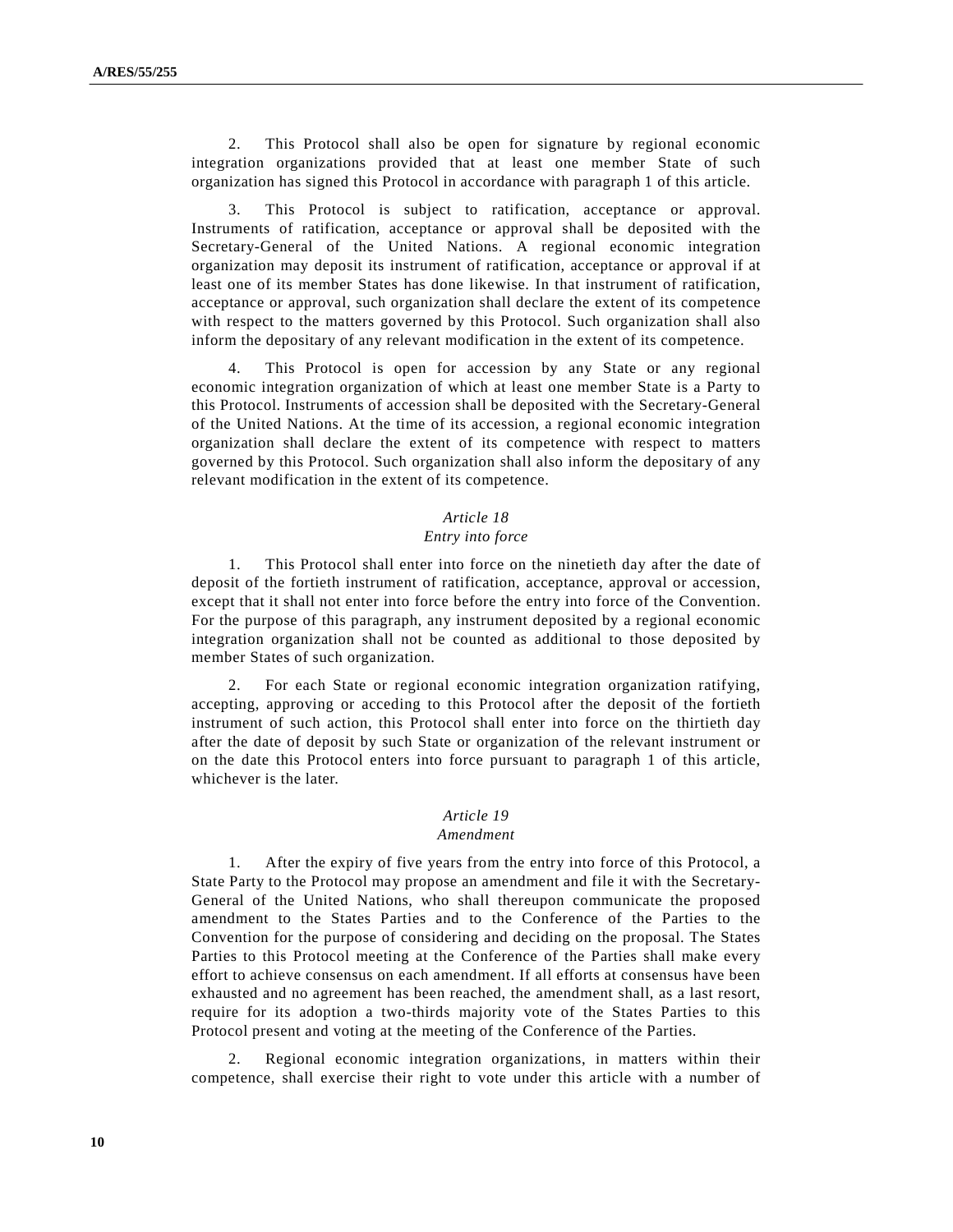2. This Protocol shall also be open for signature by regional economic integration organizations provided that at least one member State of such organization has signed this Protocol in accordance with paragraph 1 of this article.

3. This Protocol is subject to ratification, acceptance or approval. Instruments of ratification, acceptance or approval shall be deposited with the Secretary-General of the United Nations. A regional economic integration organization may deposit its instrument of ratification, acceptance or approval if at least one of its member States has done likewise. In that instrument of ratification, acceptance or approval, such organization shall declare the extent of its competence with respect to the matters governed by this Protocol. Such organization shall also inform the depositary of any relevant modification in the extent of its competence.

4. This Protocol is open for accession by any State or any regional economic integration organization of which at least one member State is a Party to this Protocol. Instruments of accession shall be deposited with the Secretary-General of the United Nations. At the time of its accession, a regional economic integration organization shall declare the extent of its competence with respect to matters governed by this Protocol. Such organization shall also inform the depositary of any relevant modification in the extent of its competence.

### *Article 18*
### *Entry into force*

1. This Protocol shall enter into force on the ninetieth day after the date of deposit of the fortieth instrument of ratification, acceptance, approval or accession, except that it shall not enter into force before the entry into force of the Convention. For the purpose of this paragraph, any instrument deposited by a regional economic integration organization shall not be counted as additional to those deposited by member States of such organization.

2. For each State or regional economic integration organization ratifying, accepting, approving or acceding to this Protocol after the deposit of the fortieth instrument of such action, this Protocol shall enter into force on the thirtieth day after the date of deposit by such State or organization of the relevant instrument or on the date this Protocol enters into force pursuant to paragraph 1 of this article, whichever is the later.

### *Article 19*
### *Amendment*

1. After the expiry of five years from the entry into force of this Protocol, a State Party to the Protocol may propose an amendment and file it with the Secretary-General of the United Nations, who shall thereupon communicate the proposed amendment to the States Parties and to the Conference of the Parties to the Convention for the purpose of considering and deciding on the proposal. The States Parties to this Protocol meeting at the Conference of the Parties shall make every effort to achieve consensus on each amendment. If all efforts at consensus have been exhausted and no agreement has been reached, the amendment shall, as a last resort, require for its adoption a two-thirds majority vote of the States Parties to this Protocol present and voting at the meeting of the Conference of the Parties.

2. Regional economic integration organizations, in matters within their competence, shall exercise their right to vote under this article with a number of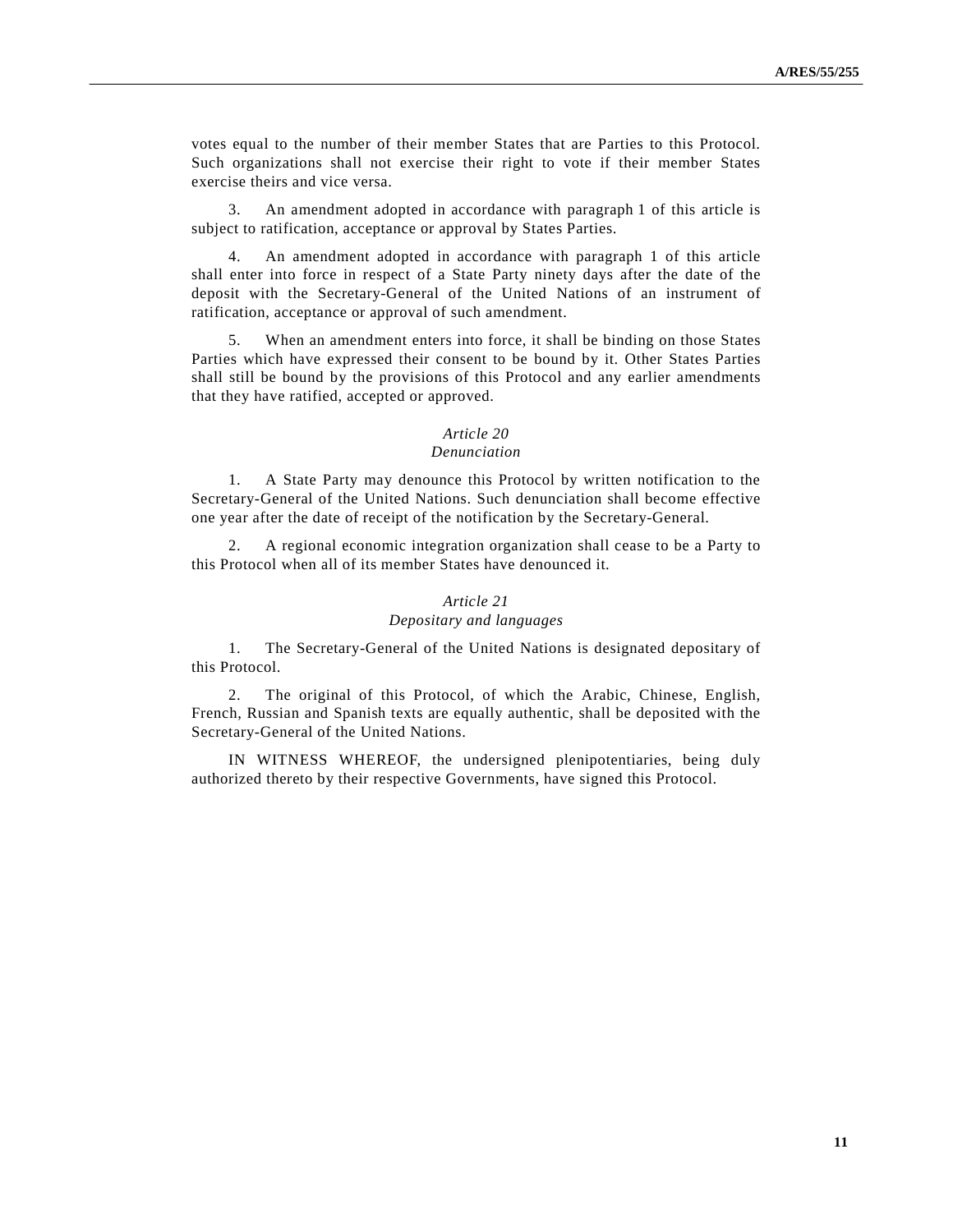votes equal to the number of their member States that are Parties to this Protocol. Such organizations shall not exercise their right to vote if their member States exercise theirs and vice versa.

3. An amendment adopted in accordance with paragraph 1 of this article is subject to ratification, acceptance or approval by States Parties.

4. An amendment adopted in accordance with paragraph 1 of this article shall enter into force in respect of a State Party ninety days after the date of the deposit with the Secretary-General of the United Nations of an instrument of ratification, acceptance or approval of such amendment.

5. When an amendment enters into force, it shall be binding on those States Parties which have expressed their consent to be bound by it. Other States Parties shall still be bound by the provisions of this Protocol and any earlier amendments that they have ratified, accepted or approved.

*Article 20*
*Denunciation*

1. A State Party may denounce this Protocol by written notification to the Secretary-General of the United Nations. Such denunciation shall become effective one year after the date of receipt of the notification by the Secretary-General.

2. A regional economic integration organization shall cease to be a Party to this Protocol when all of its member States have denounced it.

*Article 21*
*Depositary and languages*

1. The Secretary-General of the United Nations is designated depositary of this Protocol.

2. The original of this Protocol, of which the Arabic, Chinese, English, French, Russian and Spanish texts are equally authentic, shall be deposited with the Secretary-General of the United Nations.

IN WITNESS WHEREOF, the undersigned plenipotentiaries, being duly authorized thereto by their respective Governments, have signed this Protocol.